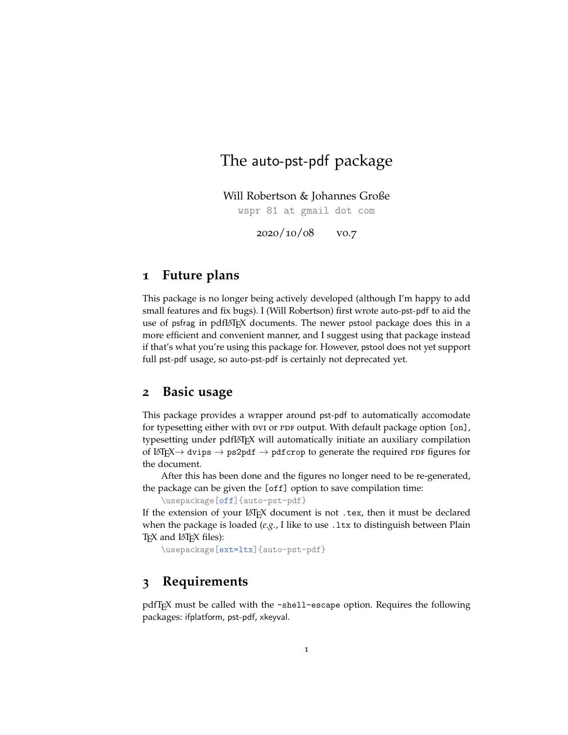# The auto-pst-pdf package

Will Robertson & Johannes Große

wspr 81 at gmail dot com

2020/10/08 v0.7

## 1 Future plans

This package is no longer being actively developed (although I'm happy to add small features and fix bugs). I (Will Robertson) first wrote auto-pst-pdf to aid the use of psfrag in pdfLaTeX documents. The newer pstool package does this in a more efficient and convenient manner, and I suggest using that package instead if that's what you're using this package for. However, pstool does not yet support full pst-pdf usage, so auto-pst-pdf is certainly not deprecated yet.

## 2 Basic usage

This package provides a wrapper around pst-pdf to automatically accomodate for typesetting either with DVI or PDF output. With default package option `[on]`, typesetting under pdfLaTeX will automatically initiate an auxiliary compilation of LaTeX → `dvips` → `ps2pdf` → `pdfcrop` to generate the required PDF figures for the document.

After this has been done and the figures no longer need to be re-generated, the package can be given the `[off]` option to save compilation time:

```
\usepackage[off]{auto-pst-pdf}
```

If the extension of your LaTeX document is not `.tex`, then it must be declared when the package is loaded (*e.g.*, I like to use `.ltx` to distinguish between Plain TeX and LaTeX files):

```
\usepackage[ext=ltx]{auto-pst-pdf}
```

## 3 Requirements

pdfTeX must be called with the `-shell-escape` option. Requires the following packages: ifplatform, pst-pdf, xkeyval.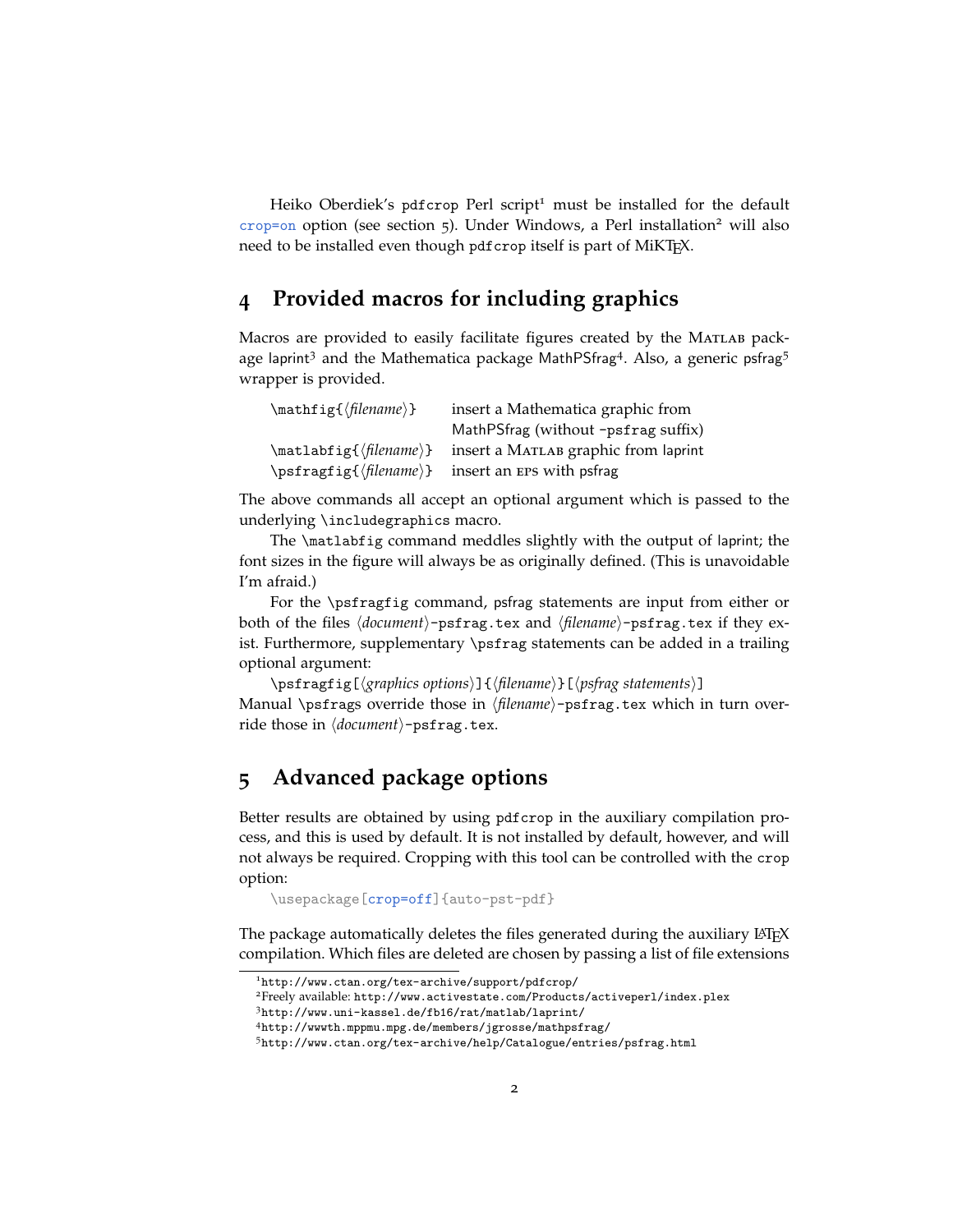Heiko Oberdiek's `pdfcrop` Perl script[1] must be installed for the default `crop=on` option (see section 5). Under Windows, a Perl installation[2] will also need to be installed even though `pdfcrop` itself is part of MiKTeX.

## 4 Provided macros for including graphics

Macros are provided to easily facilitate figures created by the MATLAB package laprint[3] and the Mathematica package MathPSfrag[4]. Also, a generic psfrag[5] wrapper is provided.

| | |
|---|---|
| `\mathfig{`⟨*filename*⟩`}` | insert a Mathematica graphic from MathPSfrag (without `-psfrag` suffix) |
| `\matlabfig{`⟨*filename*⟩`}` | insert a MATLAB graphic from laprint |
| `\psfragfig{`⟨*filename*⟩`}` | insert an EPS with psfrag |

The above commands all accept an optional argument which is passed to the underlying `\includegraphics` macro.

The `\matlabfig` command meddles slightly with the output of laprint; the font sizes in the figure will always be as originally defined. (This is unavoidable I'm afraid.)

For the `\psfragfig` command, psfrag statements are input from either or both of the files ⟨*document*⟩`-psfrag.tex` and ⟨*filename*⟩`-psfrag.tex` if they exist. Furthermore, supplementary `\psfrag` statements can be added in a trailing optional argument:

`\psfragfig[`⟨*graphics options*⟩`]{`⟨*filename*⟩`}[`⟨*psfrag statements*⟩`]`

Manual `\psfrag`s override those in ⟨*filename*⟩`-psfrag.tex` which in turn override those in ⟨*document*⟩`-psfrag.tex`.

## 5 Advanced package options

Better results are obtained by using `pdfcrop` in the auxiliary compilation process, and this is used by default. It is not installed by default, however, and will not always be required. Cropping with this tool can be controlled with the `crop` option:

```
\usepackage[crop=off]{auto-pst-pdf}
```

The package automatically deletes the files generated during the auxiliary LaTeX compilation. Which files are deleted are chosen by passing a list of file extensions

---

[1] `http://www.ctan.org/tex-archive/support/pdfcrop/`

[2] Freely available: `http://www.activestate.com/Products/activeperl/index.plex`

[3] `http://www.uni-kassel.de/fb16/rat/matlab/laprint/`

[4] `http://wwwth.mppmu.mpg.de/members/jgrosse/mathpsfrag/`

[5] `http://www.ctan.org/tex-archive/help/Catalogue/entries/psfrag.html`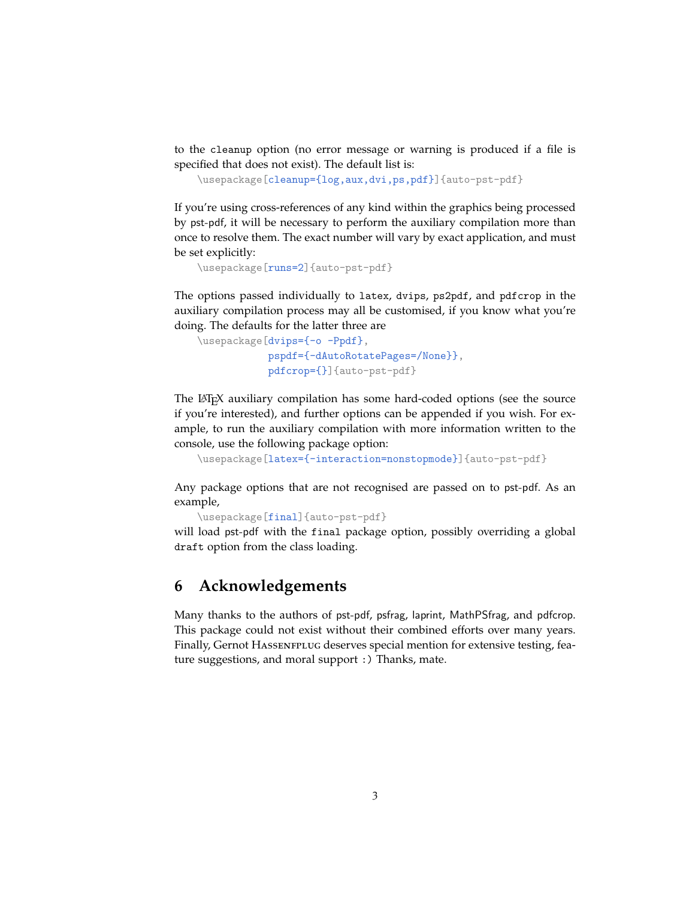to the `cleanup` option (no error message or warning is produced if a file is specified that does not exist). The default list is:

```
\usepackage[cleanup={log,aux,dvi,ps,pdf}]{auto-pst-pdf}
```

If you're using cross-references of any kind within the graphics being processed by pst-pdf, it will be necessary to perform the auxiliary compilation more than once to resolve them. The exact number will vary by exact application, and must be set explicitly:

```
\usepackage[runs=2]{auto-pst-pdf}
```

The options passed individually to `latex`, `dvips`, `ps2pdf`, and `pdfcrop` in the auxiliary compilation process may all be customised, if you know what you're doing. The defaults for the latter three are

```
\usepackage[dvips={-o -Ppdf},
            pspdf={-dAutoRotatePages=/None},
            pdfcrop={}]{auto-pst-pdf}
```

The LaTeX auxiliary compilation has some hard-coded options (see the source if you're interested), and further options can be appended if you wish. For example, to run the auxiliary compilation with more information written to the console, use the following package option:

```
\usepackage[latex={-interaction=nonstopmode}]{auto-pst-pdf}
```

Any package options that are not recognised are passed on to pst-pdf. As an example,

```
\usepackage[final]{auto-pst-pdf}
```

will load pst-pdf with the `final` package option, possibly overriding a global `draft` option from the class loading.

## 6 Acknowledgements

Many thanks to the authors of pst-pdf, psfrag, laprint, MathPSfrag, and pdfcrop. This package could not exist without their combined efforts over many years. Finally, Gernot Hassenpflug deserves special mention for extensive testing, feature suggestions, and moral support :) Thanks, mate.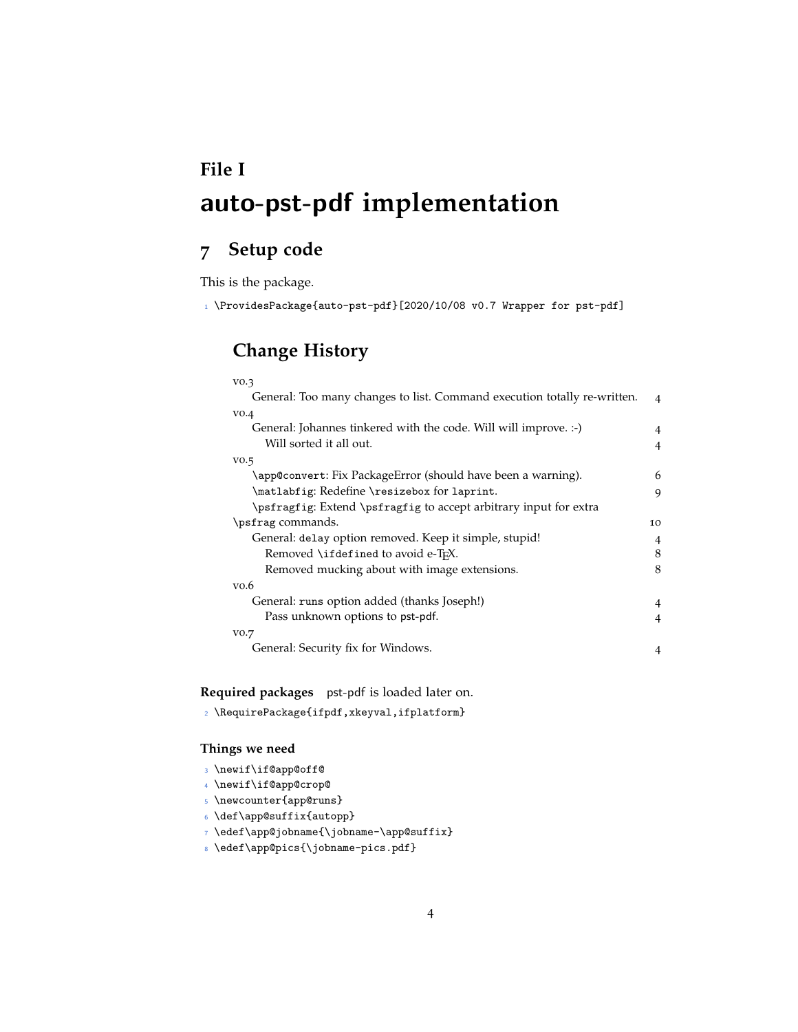# File I

# auto-pst-pdf implementation

## 7 Setup code

This is the package.

```
1 \ProvidesPackage{auto-pst-pdf}[2020/10/08 v0.7 Wrapper for pst-pdf]
```

### Change History

v0.3
- General: Too many changes to list. Command execution totally re-written. 4

v0.4
- General: Johannes tinkered with the code. Will will improve. :-) 4
  - Will sorted it all out. 4

v0.5
- \app@convert: Fix PackageError (should have been a warning). 6
- \matlabfig: Redefine \resizebox for laprint. 9
- \psfragfig: Extend \psfragfig to accept arbitrary input for extra \psfrag commands. 10
- General: delay option removed. Keep it simple, stupid! 4
  - Removed \ifdefined to avoid e-TeX. 8
  - Removed mucking about with image extensions. 8

v0.6
- General: runs option added (thanks Joseph!) 4
  - Pass unknown options to pst-pdf. 4

v0.7
- General: Security fix for Windows. 4

**Required packages** pst-pdf is loaded later on.

```
2 \RequirePackage{ifpdf,xkeyval,ifplatform}
```

#### Things we need

```
3 \newif\if@app@off@
4 \newif\if@app@crop@
5 \newcounter{app@runs}
6 \def\app@suffix{autopp}
7 \edef\app@jobname{\jobname-\app@suffix}
8 \edef\app@pics{\jobname-pics.pdf}
```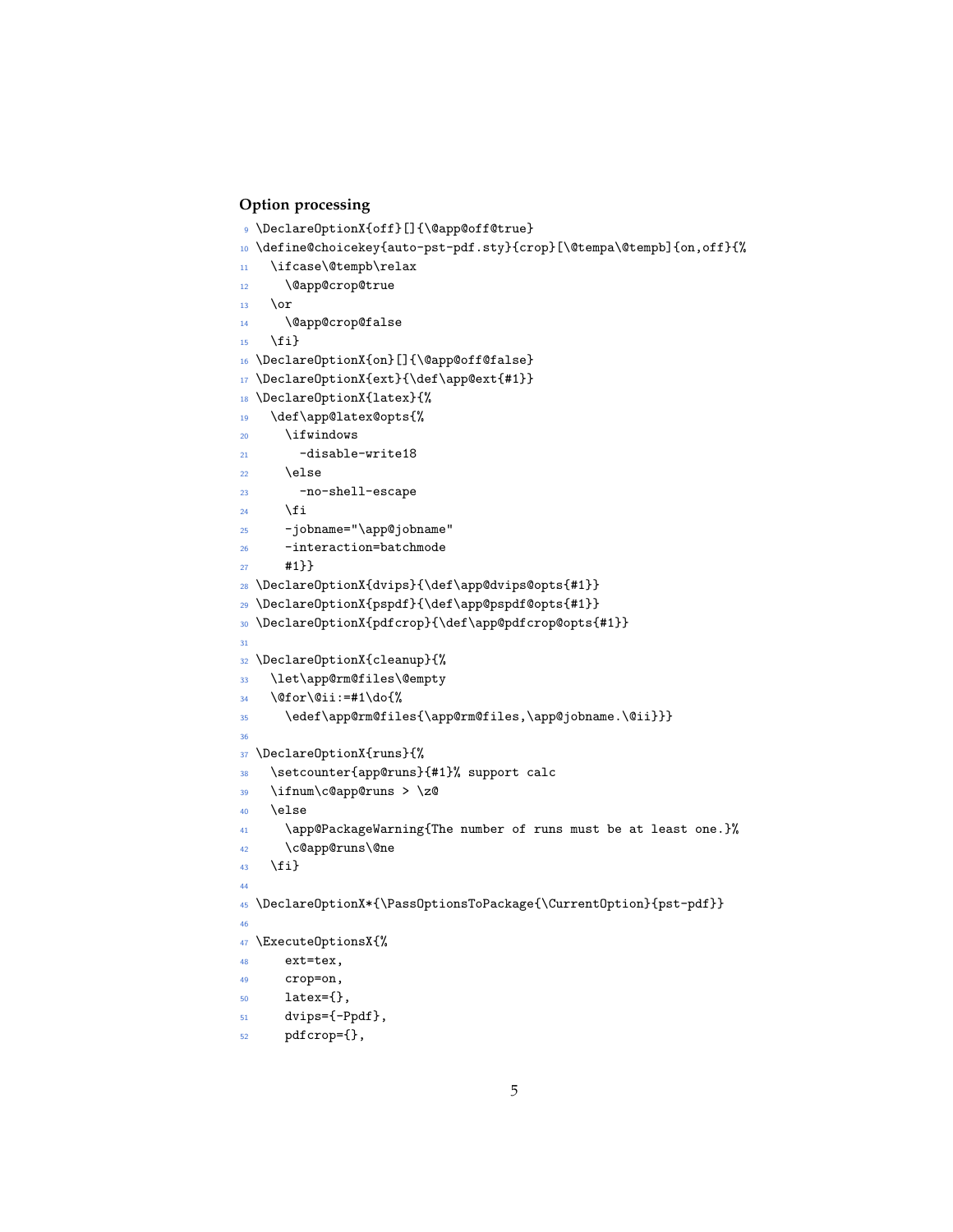### Option processing

```
9  \DeclareOptionX{off}[]{\@app@off@true}
10 \define@choicekey{auto-pst-pdf.sty}{crop}[\@tempa\@tempb]{on,off}{%
11   \ifcase\@tempb\relax
12     \@app@crop@true
13   \or
14     \@app@crop@false
15   \fi}
16 \DeclareOptionX{on}[]{\@app@off@false}
17 \DeclareOptionX{ext}{\def\app@ext{#1}}
18 \DeclareOptionX{latex}{%
19   \def\app@latex@opts{%
20     \ifwindows
21       -disable-write18
22     \else
23       -no-shell-escape
24     \fi
25     -jobname="\app@jobname"
26     -interaction=batchmode
27     #1}}
28 \DeclareOptionX{dvips}{\def\app@dvips@opts{#1}}
29 \DeclareOptionX{pspdf}{\def\app@pspdf@opts{#1}}
30 \DeclareOptionX{pdfcrop}{\def\app@pdfcrop@opts{#1}}
31
32 \DeclareOptionX{cleanup}{%
33   \let\app@rm@files\@empty
34   \@for\@ii:=#1\do{%
35     \edef\app@rm@files{\app@rm@files,\app@jobname.\@ii}}}
36
37 \DeclareOptionX{runs}{%
38   \setcounter{app@runs}{#1}% support calc
39   \ifnum\c@app@runs > \z@
40   \else
41     \app@PackageWarning{The number of runs must be at least one.}%
42     \c@app@runs\@ne
43   \fi}
44
45 \DeclareOptionX*{\PassOptionsToPackage{\CurrentOption}{pst-pdf}}
46
47 \ExecuteOptionsX{%
48     ext=tex,
49     crop=on,
50     latex={},
51     dvips={-Ppdf},
52     pdfcrop={},
```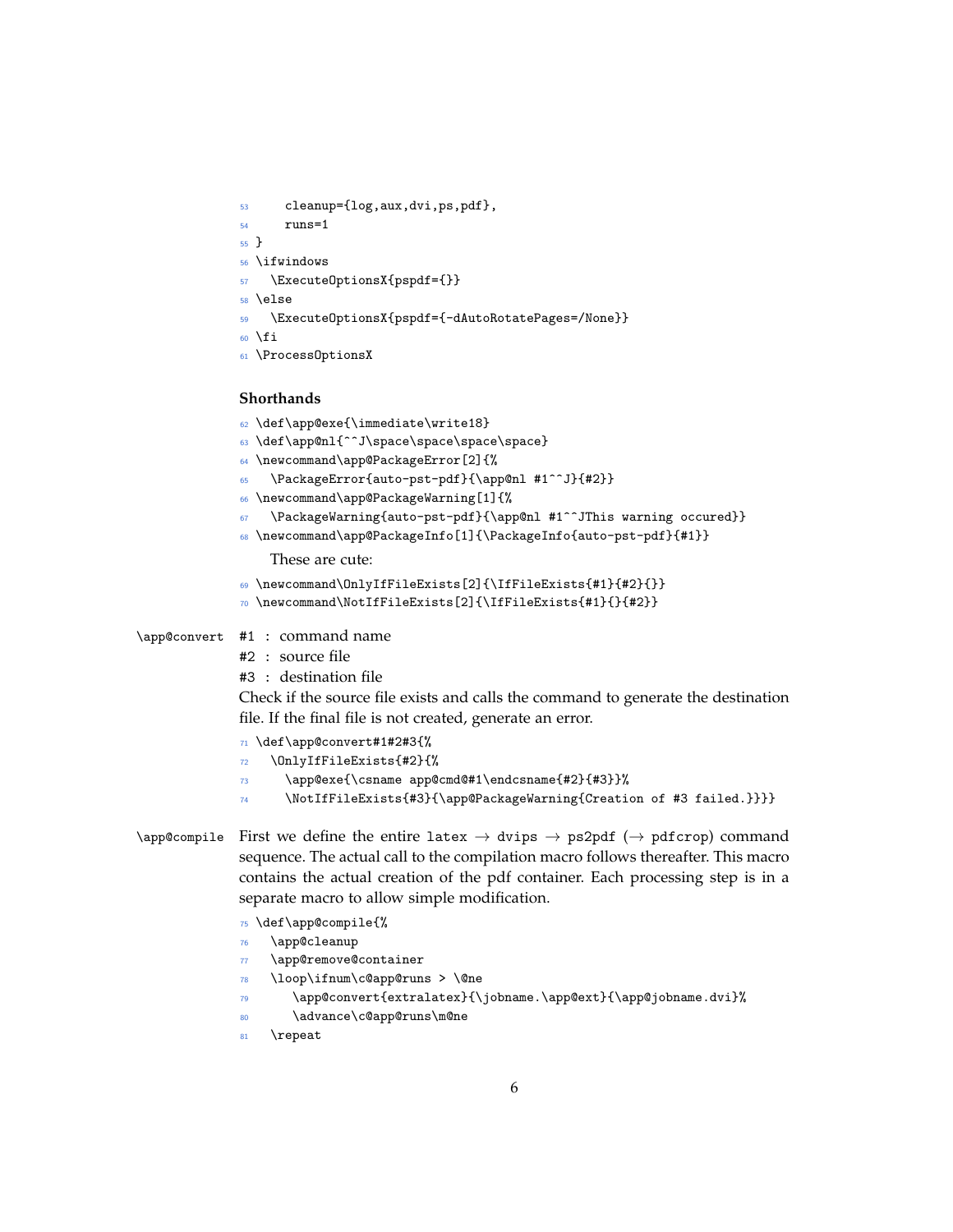```
    cleanup={log,aux,dvi,ps,pdf},
    runs=1
}
\ifwindows
  \ExecuteOptionsX{pspdf={}}
\else
  \ExecuteOptionsX{pspdf={-dAutoRotatePages=/None}}
\fi
\ProcessOptionsX
```

**Shorthands**

```
\def\app@exe{\immediate\write18}
\def\app@nl{^^J\space\space\space\space}
\newcommand\app@PackageError[2]{%
  \PackageError{auto-pst-pdf}{\app@nl #1^^J}{#2}}
\newcommand\app@PackageWarning[1]{%
  \PackageWarning{auto-pst-pdf}{\app@nl #1^^JThis warning occured}}
\newcommand\app@PackageInfo[1]{\PackageInfo{auto-pst-pdf}{#1}}
```

These are cute:

```
\newcommand\OnlyIfFileExists[2]{\IfFileExists{#1}{#2}{}}
\newcommand\NotIfFileExists[2]{\IfFileExists{#1}{}{#2}}
```

`\app@convert`

#1 : command name
#2 : source file
#3 : destination file

Check if the source file exists and calls the command to generate the destination file. If the final file is not created, generate an error.

```
\def\app@convert#1#2#3{%
  \OnlyIfFileExists{#2}{%
    \app@exe{\csname app@cmd@#1\endcsname{#2}{#3}}%
    \NotIfFileExists{#3}{\app@PackageWarning{Creation of #3 failed.}}}}
```

`\app@compile`

First we define the entire `latex` → `dvips` → `ps2pdf` (→ `pdfcrop`) command sequence. The actual call to the compilation macro follows thereafter. This macro contains the actual creation of the pdf container. Each processing step is in a separate macro to allow simple modification.

```
\def\app@compile{%
  \app@cleanup
  \app@remove@container
  \loop\ifnum\c@app@runs > \@ne
     \app@convert{extralatex}{\jobname.\app@ext}{\app@jobname.dvi}%
     \advance\c@app@runs\m@ne
  \repeat
```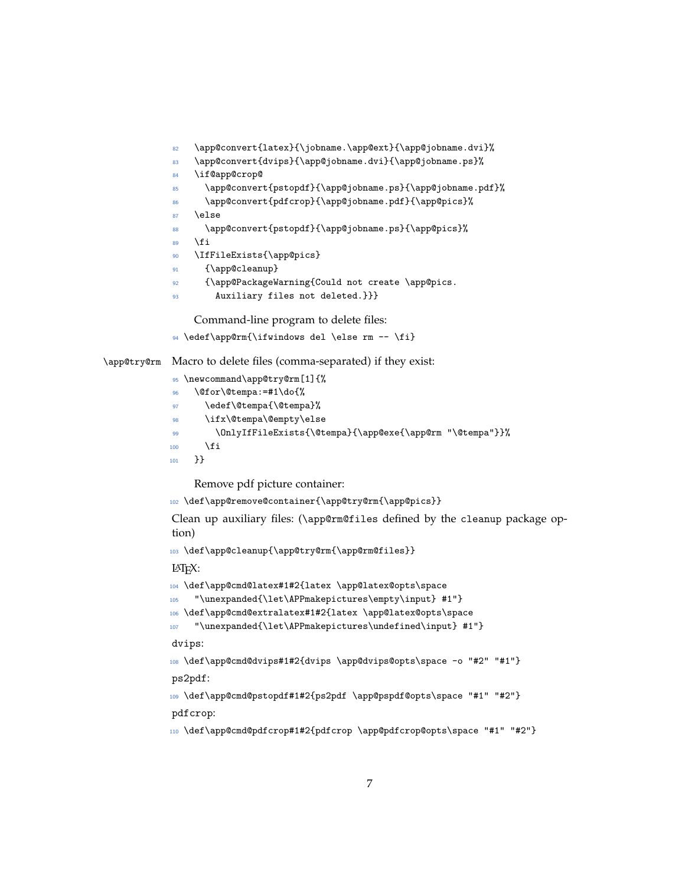```
82   \app@convert{latex}{\jobname.\app@ext}{\app@jobname.dvi}%
83   \app@convert{dvips}{\app@jobname.dvi}{\app@jobname.ps}%
84   \if@app@crop@
85     \app@convert{pstopdf}{\app@jobname.ps}{\app@jobname.pdf}%
86     \app@convert{pdfcrop}{\app@jobname.pdf}{\app@pics}%
87   \else
88     \app@convert{pstopdf}{\app@jobname.ps}{\app@pics}%
89   \fi
90   \IfFileExists{\app@pics}
91     {\app@cleanup}
92     {\app@PackageWarning{Could not create \app@pics.
93       Auxiliary files not deleted.}}}
```

Command-line program to delete files:

```
94 \edef\app@rm{\ifwindows del \else rm -- \fi}
```

\app@try@rm Macro to delete files (comma-separated) if they exist:

```
95 \newcommand\app@try@rm[1]{%
96   \@for\@tempa:=#1\do{%
97     \edef\@tempa{\@tempa}%
98     \ifx\@tempa\@empty\else
99       \OnlyIfFileExists{\@tempa}{\app@exe{\app@rm "\@tempa"}}%
100     \fi
101   }}
```

Remove pdf picture container:

```
102 \def\app@remove@container{\app@try@rm{\app@pics}}
```

Clean up auxiliary files: (\app@rm@files defined by the cleanup package option)

```
103 \def\app@cleanup{\app@try@rm{\app@rm@files}}
```

LaTeX:

```
104 \def\app@cmd@latex#1#2{latex \app@latex@opts\space
105   "\unexpanded{\let\APPmakepictures\empty\input} #1"}
106 \def\app@cmd@extralatex#1#2{latex \app@latex@opts\space
107   "\unexpanded{\let\APPmakepictures\undefined\input} #1"}
```

dvips:

```
108 \def\app@cmd@dvips#1#2{dvips \app@dvips@opts\space -o "#2" "#1"}
```

ps2pdf:

```
109 \def\app@cmd@pstopdf#1#2{ps2pdf \app@pspdf@opts\space "#1" "#2"}
```

pdfcrop:

```
110 \def\app@cmd@pdfcrop#1#2{pdfcrop \app@pdfcrop@opts\space "#1" "#2"}
```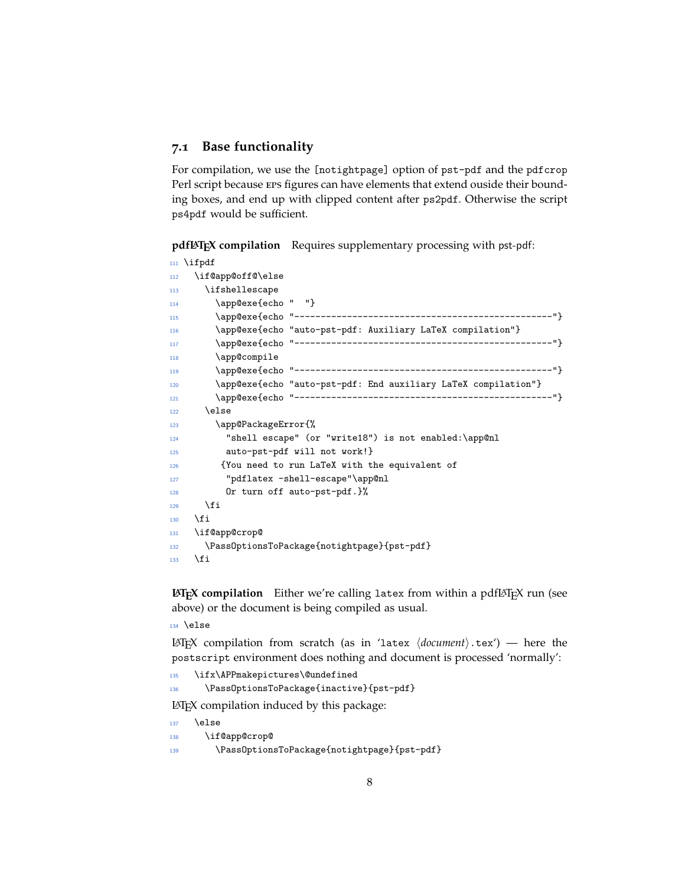### 7.1 Base functionality

For compilation, we use the `[notightpage]` option of `pst-pdf` and the `pdfcrop` Perl script because EPS figures can have elements that extend ouside their bounding boxes, and end up with clipped content after `ps2pdf`. Otherwise the script `ps4pdf` would be sufficient.

**pdfLaTeX compilation** Requires supplementary processing with pst-pdf:

```
111 \ifpdf
112   \if@app@off@\else
113     \ifshellescape
114       \app@exe{echo "  "}
115       \app@exe{echo "-------------------------------------------------"}
116       \app@exe{echo "auto-pst-pdf: Auxiliary LaTeX compilation"}
117       \app@exe{echo "-------------------------------------------------"}
118       \app@compile
119       \app@exe{echo "-------------------------------------------------"}
120       \app@exe{echo "auto-pst-pdf: End auxiliary LaTeX compilation"}
121       \app@exe{echo "-------------------------------------------------"}
122     \else
123       \app@PackageError{%
124         "shell escape" (or "write18") is not enabled:\app@nl
125         auto-pst-pdf will not work!}
126        {You need to run LaTeX with the equivalent of
127         "pdflatex -shell-escape"\app@nl
128         Or turn off auto-pst-pdf.}%
129     \fi
130   \fi
131   \if@app@crop@
132     \PassOptionsToPackage{notightpage}{pst-pdf}
133   \fi
```

**LaTeX compilation** Either we're calling `latex` from within a pdfLaTeX run (see above) or the document is being compiled as usual.

```
134 \else
```

LaTeX compilation from scratch (as in '`latex` ⟨*document*⟩`.tex`') — here the `postscript` environment does nothing and document is processed 'normally':

```
135   \ifx\APPmakepictures\@undefined
136     \PassOptionsToPackage{inactive}{pst-pdf}
```

LaTeX compilation induced by this package:

```
137   \else
138     \if@app@crop@
139       \PassOptionsToPackage{notightpage}{pst-pdf}
```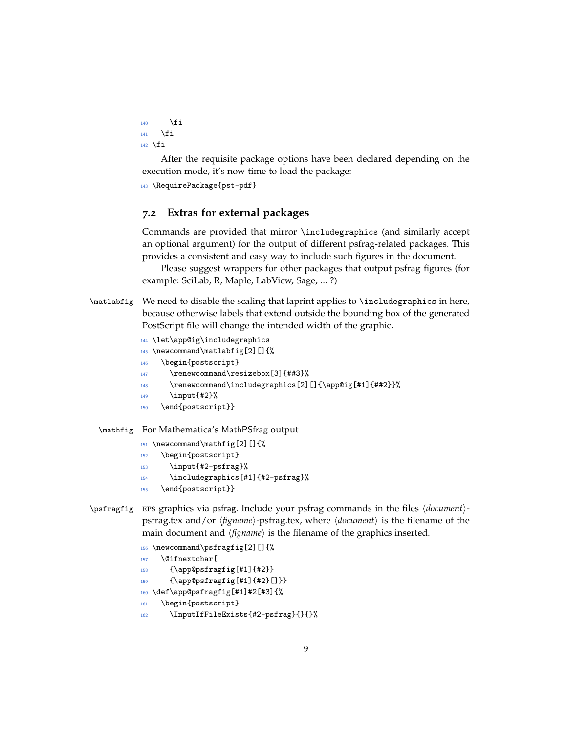```
140     \fi
141   \fi
142 \fi
```

After the requisite package options have been declared depending on the execution mode, it's now time to load the package:

```
143 \RequirePackage{pst-pdf}
```

## 7.2 Extras for external packages

Commands are provided that mirror `\includegraphics` (and similarly accept an optional argument) for the output of different psfrag-related packages. This provides a consistent and easy way to include such figures in the document.

Please suggest wrappers for other packages that output psfrag figures (for example: SciLab, R, Maple, LabView, Sage, ... ?)

`\matlabfig` We need to disable the scaling that laprint applies to `\includegraphics` in here, because otherwise labels that extend outside the bounding box of the generated PostScript file will change the intended width of the graphic.

```
144 \let\app@ig\includegraphics
145 \newcommand\matlabfig[2][]{%
146   \begin{postscript}
147     \renewcommand\resizebox[3]{##3}%
148     \renewcommand\includegraphics[2][]{\app@ig[#1]{##2}}%
149     \input{#2}%
150   \end{postscript}}
```

`\mathfig` For Mathematica's MathPSfrag output

```
151 \newcommand\mathfig[2][]{%
152   \begin{postscript}
153     \input{#2-psfrag}%
154     \includegraphics[#1]{#2-psfrag}%
155   \end{postscript}}
```

`\psfragfig` EPS graphics via psfrag. Include your psfrag commands in the files ⟨*document*⟩-psfrag.tex and/or ⟨*figname*⟩-psfrag.tex, where ⟨*document*⟩ is the filename of the main document and ⟨*figname*⟩ is the filename of the graphics inserted.

```
156 \newcommand\psfragfig[2][]{%
157   \@ifnextchar[
158     {\app@psfragfig[#1]{#2}}
159     {\app@psfragfig[#1]{#2}[]}}
160 \def\app@psfragfig[#1]#2[#3]{%
161   \begin{postscript}
162     \InputIfFileExists{#2-psfrag}{}{}%
```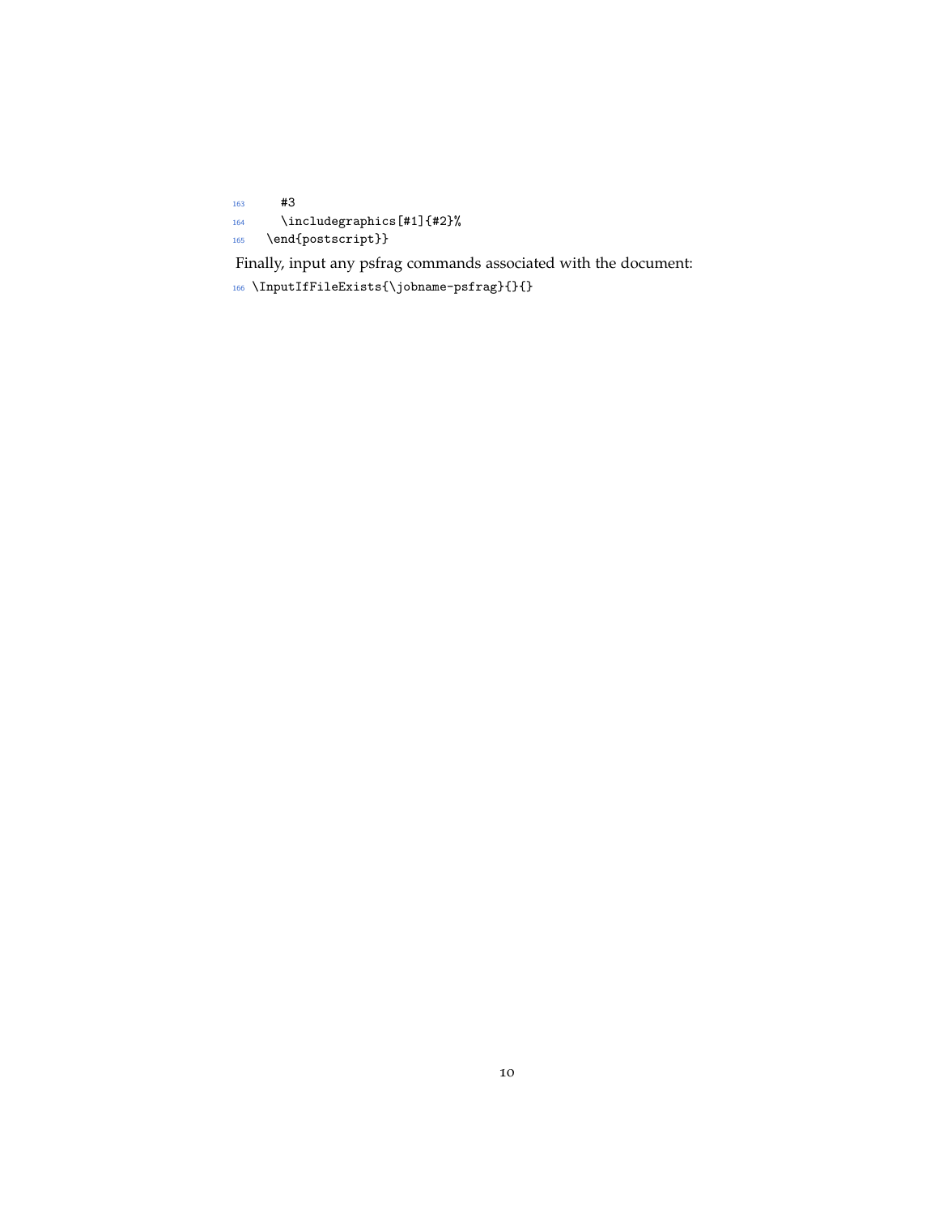```
163     #3
164     \includegraphics[#1]{#2}%
165   \end{postscript}}
```

Finally, input any psfrag commands associated with the document:

```
166 \InputIfFileExists{\jobname-psfrag}{}{}
```